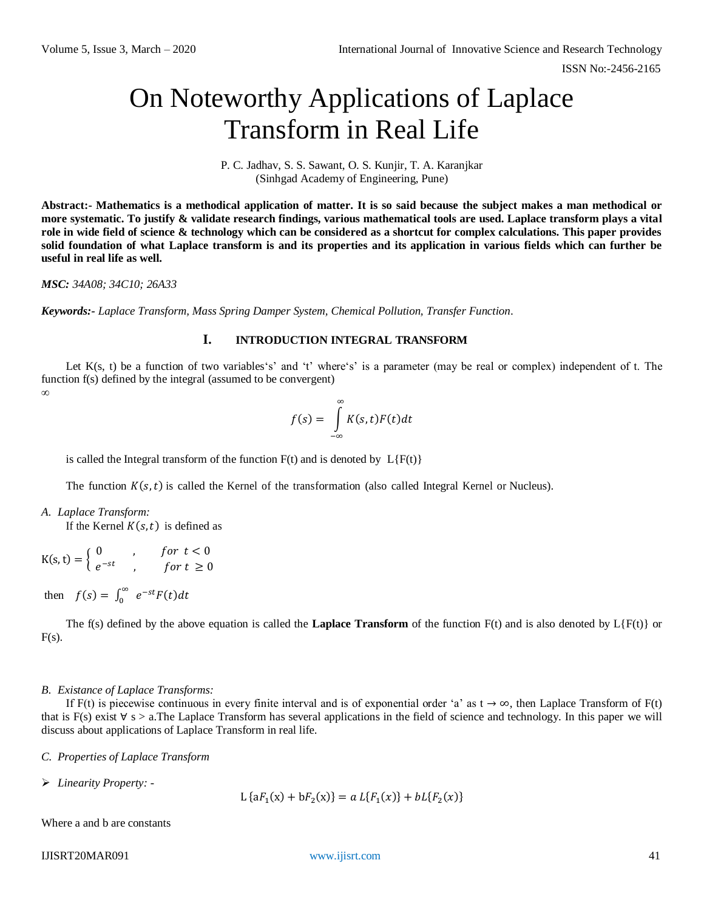# On Noteworthy Applications of Laplace Transform in Real Life

P. C. Jadhav, S. S. Sawant, O. S. Kunjir, T. A. Karanjkar
(Sinhgad Academy of Engineering, Pune)

**Abstract:- Mathematics is a methodical application of matter. It is so said because the subject makes a man methodical or more systematic. To justify & validate research findings, various mathematical tools are used. Laplace transform plays a vital role in wide field of science & technology which can be considered as a shortcut for complex calculations. This paper provides solid foundation of what Laplace transform is and its properties and its application in various fields which can further be useful in real life as well.**

***MSC:*** *34A08; 34C10; 26A33*

***Keywords:-*** *Laplace Transform, Mass Spring Damper System, Chemical Pollution, Transfer Function.*

## I. INTRODUCTION INTEGRAL TRANSFORM

Let K(s, t) be a function of two variables's' and 't' where's' is a parameter (may be real or complex) independent of t. The function f(s) defined by the integral (assumed to be convergent)

$$f(s) = \int_{-\infty}^{\infty} K(s,t)F(t)dt$$

is called the Integral transform of the function F(t) and is denoted by L{F(t)}

The function $K(s,t)$ is called the Kernel of the transformation (also called Integral Kernel or Nucleus).

*A. Laplace Transform:*

If the Kernel $K(s,t)$ is defined as

$$K(s,t) = \begin{cases} 0 & , \quad for\ t < 0 \\ e^{-st} & , \quad for\ t \geq 0 \end{cases}$$

then $f(s) = \int_0^{\infty} e^{-st}F(t)dt$

The f(s) defined by the above equation is called the **Laplace Transform** of the function F(t) and is also denoted by L{F(t)} or F(s).

*B. Existance of Laplace Transforms:*

If F(t) is piecewise continuous in every finite interval and is of exponential order 'a' as $t \to \infty$, then Laplace Transform of F(t) that is F(s) exist ∀ s > a.The Laplace Transform has several applications in the field of science and technology. In this paper we will discuss about applications of Laplace Transform in real life.

*C. Properties of Laplace Transform*

- *Linearity Property: -*

$$L\{aF_1(x) + bF_2(x)\} = a\,L\{F_1(x)\} + bL\{F_2(x)\}$$

Where a and b are constants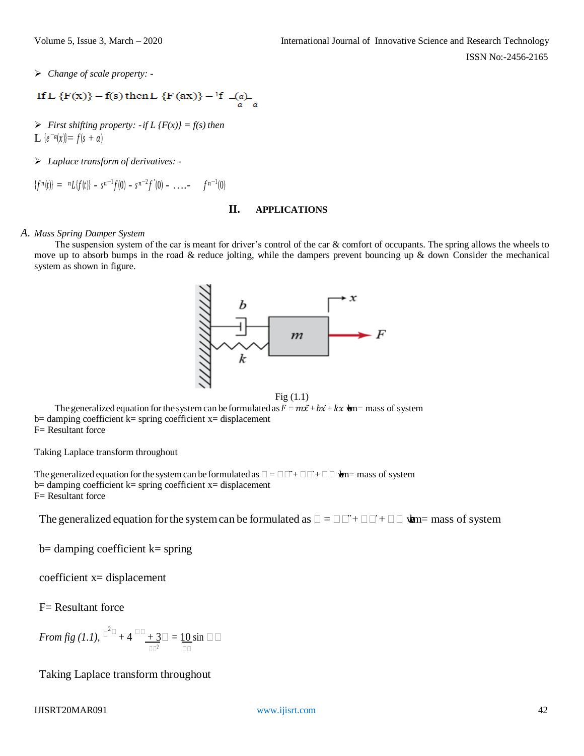- *Change of scale property: -*

If L {F(x)} = f(s) then L {F (ax)} = $\frac{1}{a} f\left(\frac{s}{a}\right)$

- *First shifting property: -if L {F(x)} = f(s) then*

L $\{e^{-a}(x)\} = f(s + a)$

- *Laplace transform of derivatives: -*

$\{f^n(t)\} = {}^nL\{f(t)\} - s^{n-1}f(0) - s^{n-2}f'(0) - \ldots - \quad f^{n-1}(0)$

## II. APPLICATIONS

### A. *Mass Spring Damper System*

The suspension system of the car is meant for driver's control of the car & comfort of occupants. The spring allows the wheels to move up to absorb bumps in the road & reduce jolting, while the dampers prevent bouncing up & down Consider the mechanical system as shown in figure.

Fig (1.1)

The generalized equation for the system can be formulated as $F = m\ddot{x} + b\dot{x} + kx$ where m= mass of system
b= damping coefficient k= spring coefficient x= displacement
F= Resultant force

Taking Laplace transform throughout

The generalized equation for the system can be formulated as $F = m\ddot{x} + b\dot{x} + kx$ where m= mass of system
b= damping coefficient k= spring coefficient x= displacement
F= Resultant force

The generalized equation for the system can be formulated as $F = m\ddot{x} + b\dot{x} + kx$ where m= mass of system

b= damping coefficient k= spring

coefficient x= displacement

F= Resultant force

*From fig (1.1),* $\frac{d^2x}{dt^2} + 4\frac{dx}{dt} + 3x = 10 \sin \frac{t}{}$

Taking Laplace transform throughout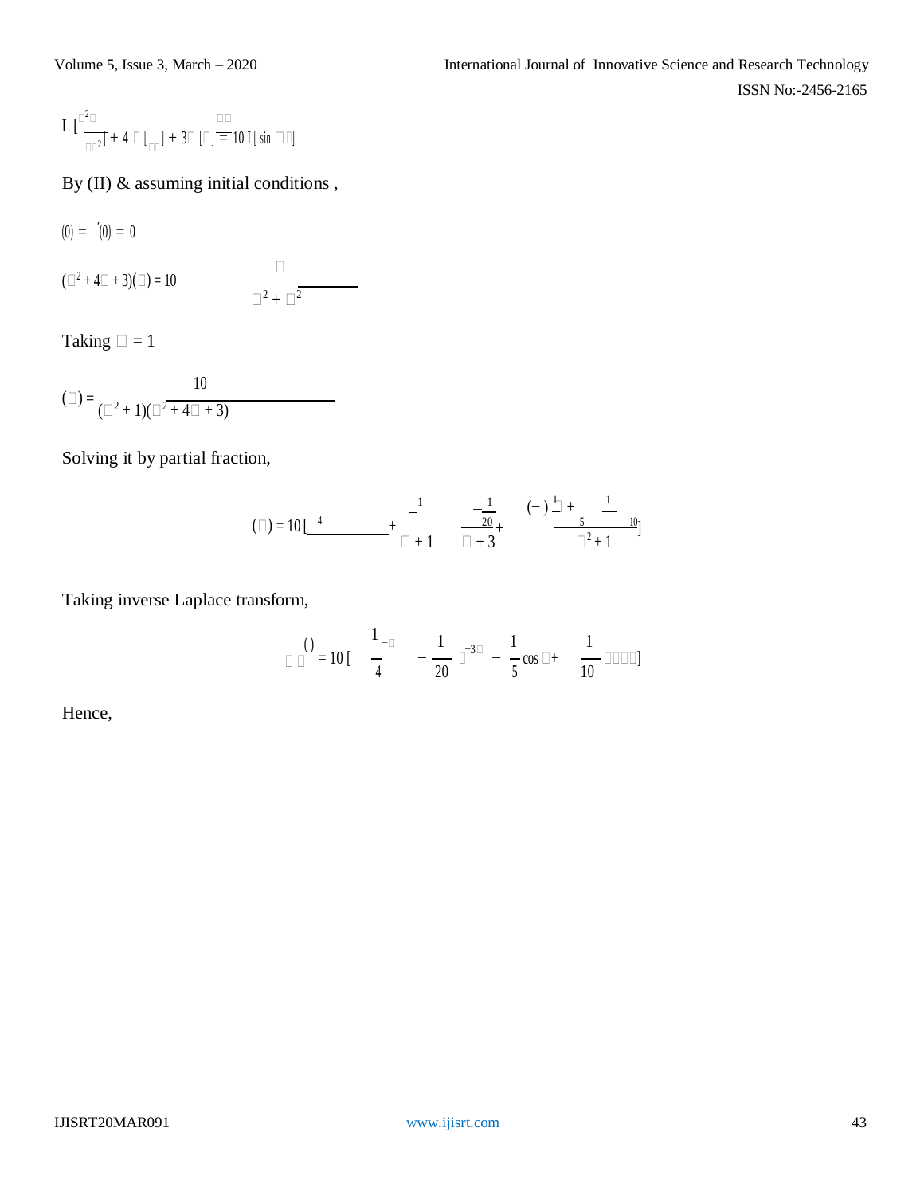$$L\left[\frac{d^2y}{dt^2}\right] + 4\,L\left[\frac{dy}{dt}\right] + 3L[y] = 10\,L[\sin \omega t]$$

By (II) & assuming initial conditions ,

$$y(0) = y'(0) = 0$$

$$(s^2 + 4s + 3)Y(s) = 10\,\frac{\omega}{s^2 + \omega^2}$$

Taking $\omega = 1$

$$Y(s) = \frac{10}{(s^2 + 1)(s^2 + 4s + 3)}$$

Solving it by partial fraction,

$$Y(s) = 10\left[\frac{\frac{1}{4}}{s+1} + \frac{-\frac{1}{20}}{s+3} + \frac{\left(-\frac{1}{5}\right)s + \frac{1}{10}}{s^2+1}\right]$$

Taking inverse Laplace transform,

$$y(t) = 10\left[\frac{1}{4}e^{-t} - \frac{1}{20}e^{-3t} - \frac{1}{5}\cos t + \frac{1}{10}\sin t\right]$$

Hence,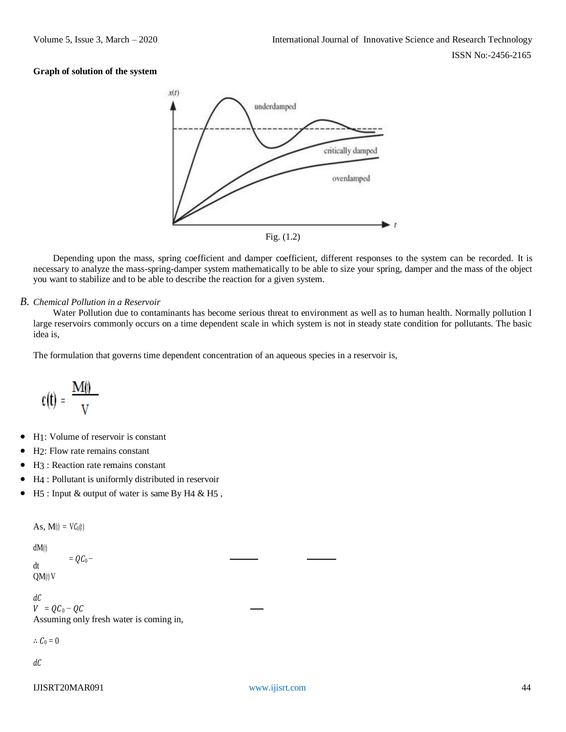**Graph of solution of the system**

Fig. (1.2)

Depending upon the mass, spring coefficient and damper coefficient, different responses to the system can be recorded. It is necessary to analyze the mass-spring-damper system mathematically to be able to size your spring, damper and the mass of the object you want to stabilize and to be able to describe the reaction for a given system.

### *B. Chemical Pollution in a Reservoir*

Water Pollution due to contaminants has become serious threat to environment as well as to human health. Normally pollution I large reservoirs commonly occurs on a time dependent scale in which system is not in steady state condition for pollutants. The basic idea is,

The formulation that governs time dependent concentration of an aqueous species in a reservoir is,

$$c(t) = \frac{M(t)}{V}$$

- $H_1$: Volume of reservoir is constant
- $H_2$: Flow rate remains constant
- $H_3$ : Reaction rate remains constant
- $H_4$ : Pollutant is uniformly distributed in reservoir
- $H_5$ : Input & output of water is same By $H_4$ & $H_5$ ,

As, $M(t) = VC_0(t)$

$$\frac{dM(t)}{dt} = QC_0 - \frac{QM(t)}{V}$$

$$V\frac{dC}{dt} = QC_0 - QC$$

Assuming only fresh water is coming in,

$\therefore C_0 = 0$

$dC$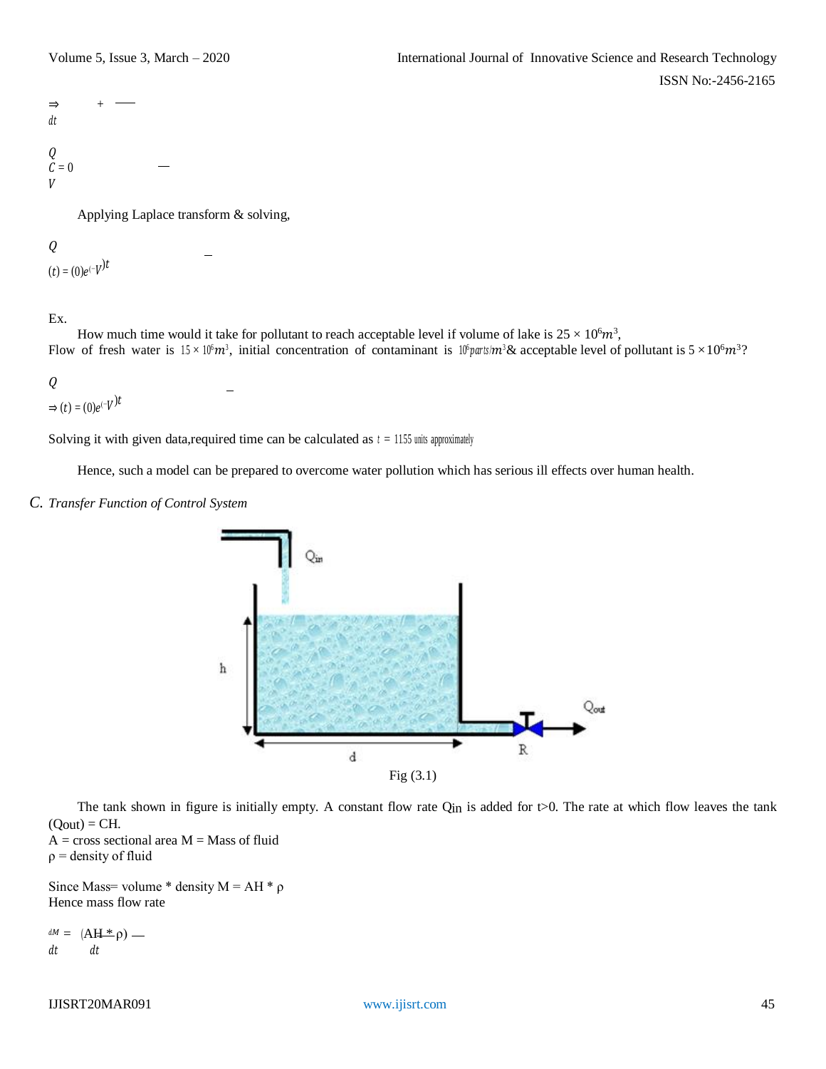$$\Rightarrow \quad dt \quad + \quad —$$

$$Q$$
$$C = 0 \quad —$$
$$V$$

Applying Laplace transform & solving,

$$Q$$
$$(t) = (0)e^{(-V)t} \quad \_$$

Ex.

How much time would it take for pollutant to reach acceptable level if volume of lake is $25 \times 10^6 m^3$, Flow of fresh water is $15 \times 10^6 m^3$, initial concentration of contaminant is $10^6 parts/m^3$ & acceptable level of pollutant is $5 \times 10^6 m^3$?

$$Q$$
$$\Rightarrow (t) = (0)e^{(-V)t} \quad \_$$

Solving it with given data,required time can be calculated as $t = 1155$ units approximately

Hence, such a model can be prepared to overcome water pollution which has serious ill effects over human health.

### *C. Transfer Function of Control System*

Fig (3.1)

The tank shown in figure is initially empty. A constant flow rate $Q_{in}$ is added for t>0. The rate at which flow leaves the tank ($Q_{out}$) = CH.
A = cross sectional area M = Mass of fluid
ρ = density of fluid

Since Mass= volume * density M = AH * ρ
Hence mass flow rate

$$\frac{dM}{dt} = \frac{(AH * \rho)}{dt} \quad —$$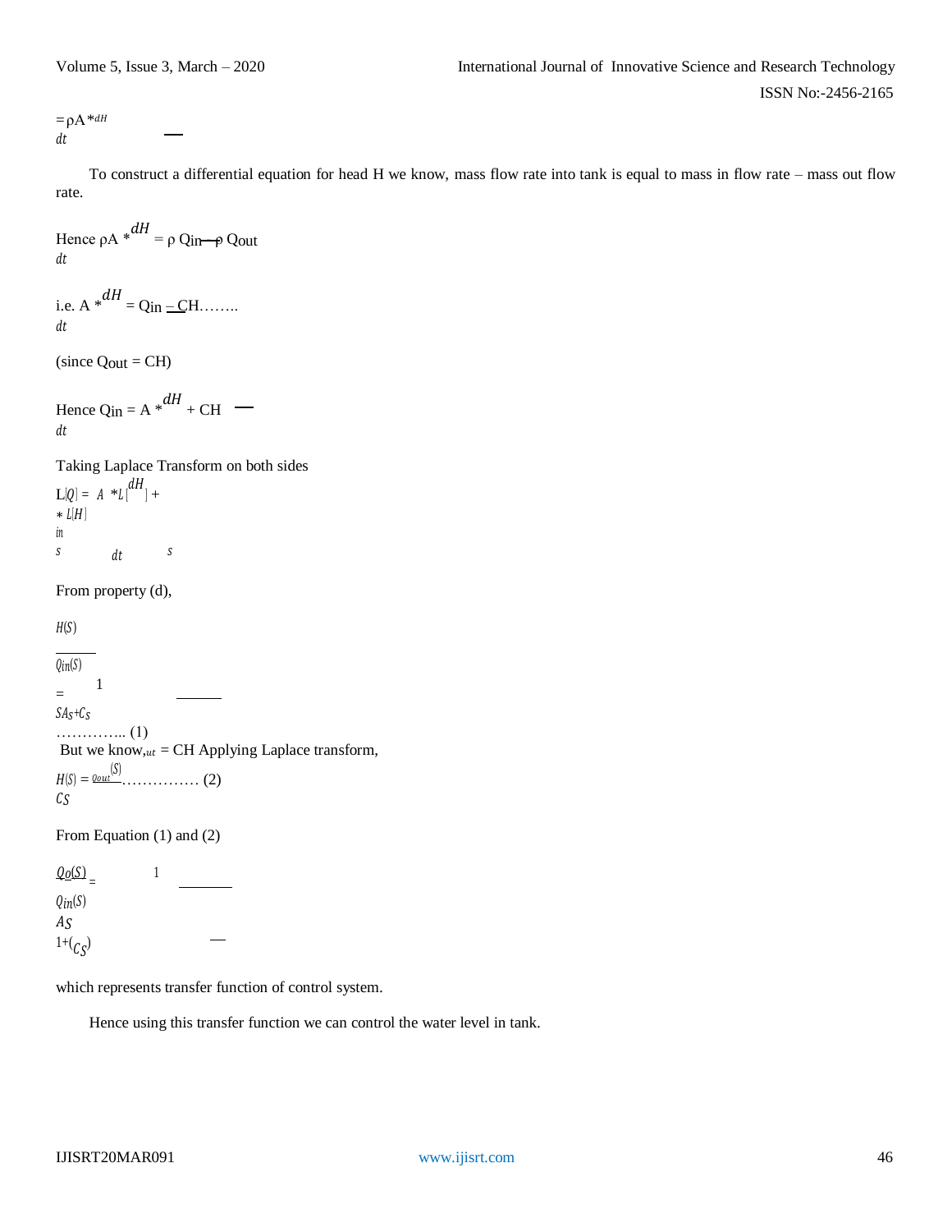$= \rho A * \frac{dH}{dt}$

To construct a differential equation for head H we know, mass flow rate into tank is equal to mass in flow rate – mass out flow rate.

Hence $\rho A * \frac{dH}{dt} = \rho Q_{in} - \rho Q_{out}$

i.e. $A * \frac{dH}{dt} = Q_{in} - CH$……..

(since $Q_{out} = CH$)

Hence $Q_{in} = A * \frac{dH}{dt} + CH$

Taking Laplace Transform on both sides

$L[Q_{in}]_s = A * L[\frac{dH}{dt}]_s + * L[H]_s$

From property (d),

$$\frac{H(S)}{Q_{in}(S)} = \frac{1}{SA_S + C_S} \quad \text{………….. (1)}$$

But we know, $_{ut}$ = CH Applying Laplace transform,

$$H(S) = \frac{Q_{out}(S)}{C_S} \quad \text{…………… (2)}$$

From Equation (1) and (2)

$$\frac{Q_o(S)}{Q_{in}(S)} = \frac{1}{1 + (\frac{AS}{C_S})}$$

which represents transfer function of control system.

Hence using this transfer function we can control the water level in tank.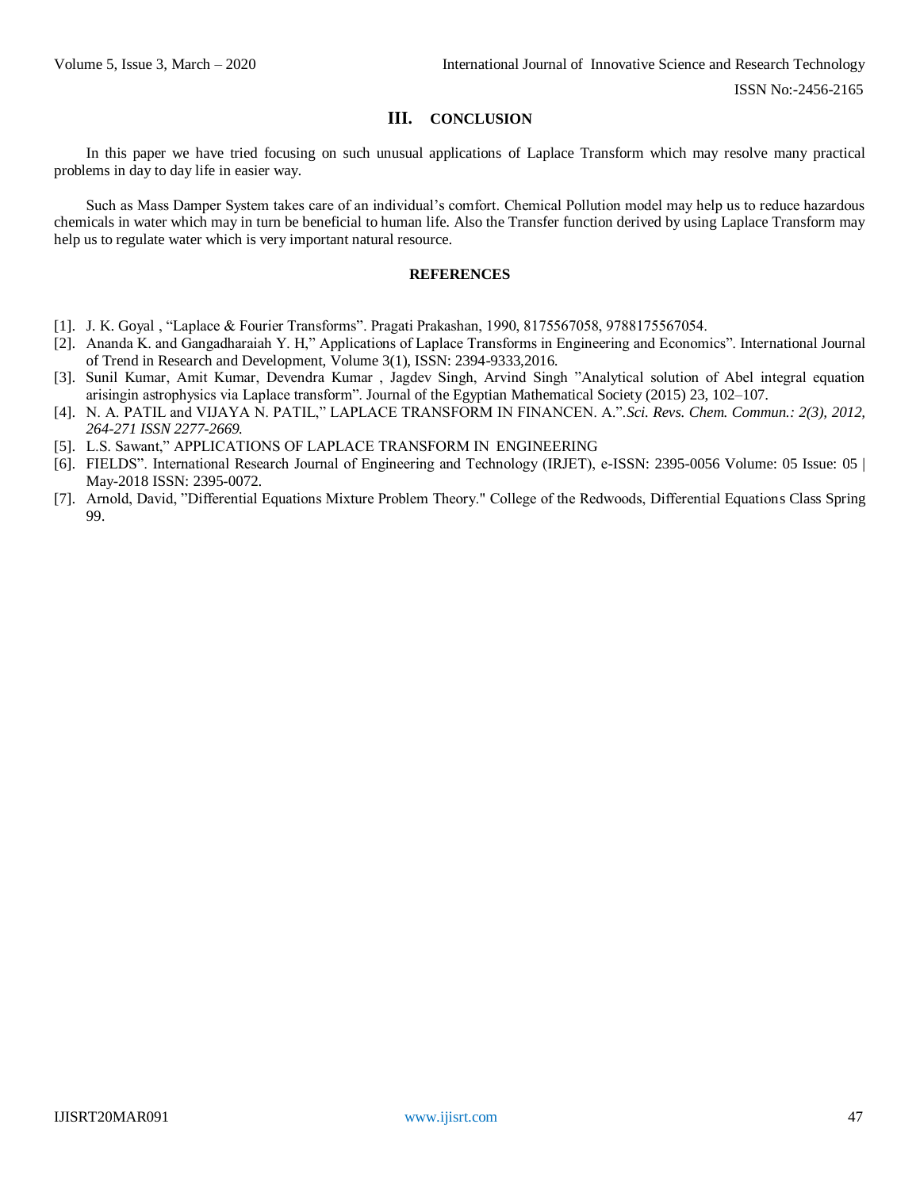## III. CONCLUSION

In this paper we have tried focusing on such unusual applications of Laplace Transform which may resolve many practical problems in day to day life in easier way.

Such as Mass Damper System takes care of an individual's comfort. Chemical Pollution model may help us to reduce hazardous chemicals in water which may in turn be beneficial to human life. Also the Transfer function derived by using Laplace Transform may help us to regulate water which is very important natural resource.

## REFERENCES

[1]. J. K. Goyal , "Laplace & Fourier Transforms". Pragati Prakashan, 1990, 8175567058, 9788175567054.

[2]. Ananda K. and Gangadharaiah Y. H," Applications of Laplace Transforms in Engineering and Economics". International Journal of Trend in Research and Development, Volume 3(1), ISSN: 2394-9333,2016.

[3]. Sunil Kumar, Amit Kumar, Devendra Kumar , Jagdev Singh, Arvind Singh "Analytical solution of Abel integral equation arisingin astrophysics via Laplace transform". Journal of the Egyptian Mathematical Society (2015) 23, 102–107.

[4]. N. A. PATIL and VIJAYA N. PATIL," LAPLACE TRANSFORM IN FINANCEN. A.".*Sci. Revs. Chem. Commun.: 2(3), 2012, 264-271 ISSN 2277-2669.*

[5]. L.S. Sawant," APPLICATIONS OF LAPLACE TRANSFORM IN ENGINEERING

[6]. FIELDS". International Research Journal of Engineering and Technology (IRJET), e-ISSN: 2395-0056 Volume: 05 Issue: 05 | May-2018 ISSN: 2395-0072.

[7]. Arnold, David, "Differential Equations Mixture Problem Theory." College of the Redwoods, Differential Equations Class Spring 99.